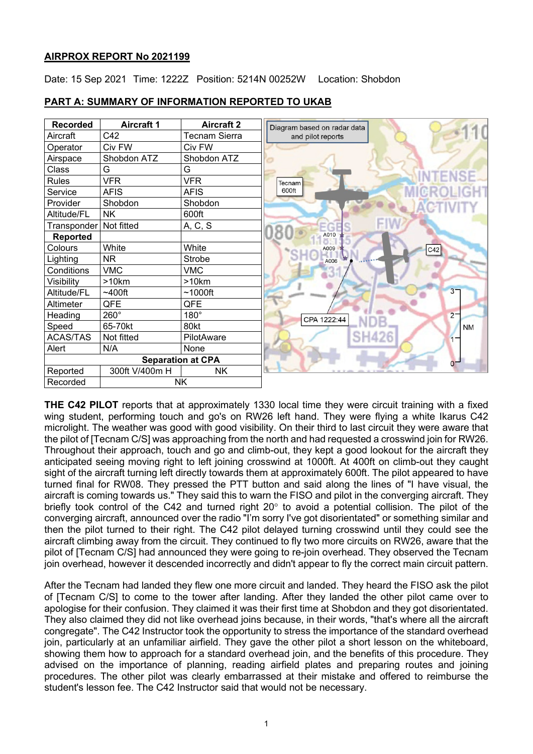**AIRPROX REPORT No 2021199**

Date: 15 Sep 2021 Time: 1222Z Position: 5214N 00252W Location: Shobdon

**PART A: SUMMARY OF INFORMATION REPORTED TO UKAB**

| Recorded | Aircraft 1 | Aircraft 2 |
|---|---|---|
| Aircraft | C42 | Tecnam Sierra |
| Operator | Civ FW | Civ FW |
| Airspace | Shobdon ATZ | Shobdon ATZ |
| Class | G | G |
| Rules | VFR | VFR |
| Service | AFIS | AFIS |
| Provider | Shobdon | Shobdon |
| Altitude/FL | NK | 600ft |
| Transponder | Not fitted | A, C, S |
| **Reported** | | |
| Colours | White | White |
| Lighting | NR | Strobe |
| Conditions | VMC | VMC |
| Visibility | >10km | >10km |
| Altitude/FL | ~400ft | ~1000ft |
| Altimeter | QFE | QFE |
| Heading | 260° | 180° |
| Speed | 65-70kt | 80kt |
| ACAS/TAS | Not fitted | PilotAware |
| Alert | N/A | None |
| **Separation at CPA** | | |
| Reported | 300ft V/400m H | NK |
| Recorded | NK | |

Diagram based on radar data and pilot reports

**THE C42 PILOT** reports that at approximately 1330 local time they were circuit training with a fixed wing student, performing touch and go's on RW26 left hand. They were flying a white Ikarus C42 microlight. The weather was good with good visibility. On their third to last circuit they were aware that the pilot of [Tecnam C/S] was approaching from the north and had requested a crosswind join for RW26. Throughout their approach, touch and go and climb-out, they kept a good lookout for the aircraft they anticipated seeing moving right to left joining crosswind at 1000ft. At 400ft on climb-out they caught sight of the aircraft turning left directly towards them at approximately 600ft. The pilot appeared to have turned final for RW08. They pressed the PTT button and said along the lines of "I have visual, the aircraft is coming towards us." They said this to warn the FISO and pilot in the converging aircraft. They briefly took control of the C42 and turned right 20° to avoid a potential collision. The pilot of the converging aircraft, announced over the radio "I'm sorry I've got disorientated" or something similar and then the pilot turned to their right. The C42 pilot delayed turning crosswind until they could see the aircraft climbing away from the circuit. They continued to fly two more circuits on RW26, aware that the pilot of [Tecnam C/S] had announced they were going to re-join overhead. They observed the Tecnam join overhead, however it descended incorrectly and didn't appear to fly the correct main circuit pattern.

After the Tecnam had landed they flew one more circuit and landed. They heard the FISO ask the pilot of [Tecnam C/S] to come to the tower after landing. After they landed the other pilot came over to apologise for their confusion. They claimed it was their first time at Shobdon and they got disorientated. They also claimed they did not like overhead joins because, in their words, "that's where all the aircraft congregate". The C42 Instructor took the opportunity to stress the importance of the standard overhead join, particularly at an unfamiliar airfield. They gave the other pilot a short lesson on the whiteboard, showing them how to approach for a standard overhead join, and the benefits of this procedure. They advised on the importance of planning, reading airfield plates and preparing routes and joining procedures. The other pilot was clearly embarrassed at their mistake and offered to reimburse the student's lesson fee. The C42 Instructor said that would not be necessary.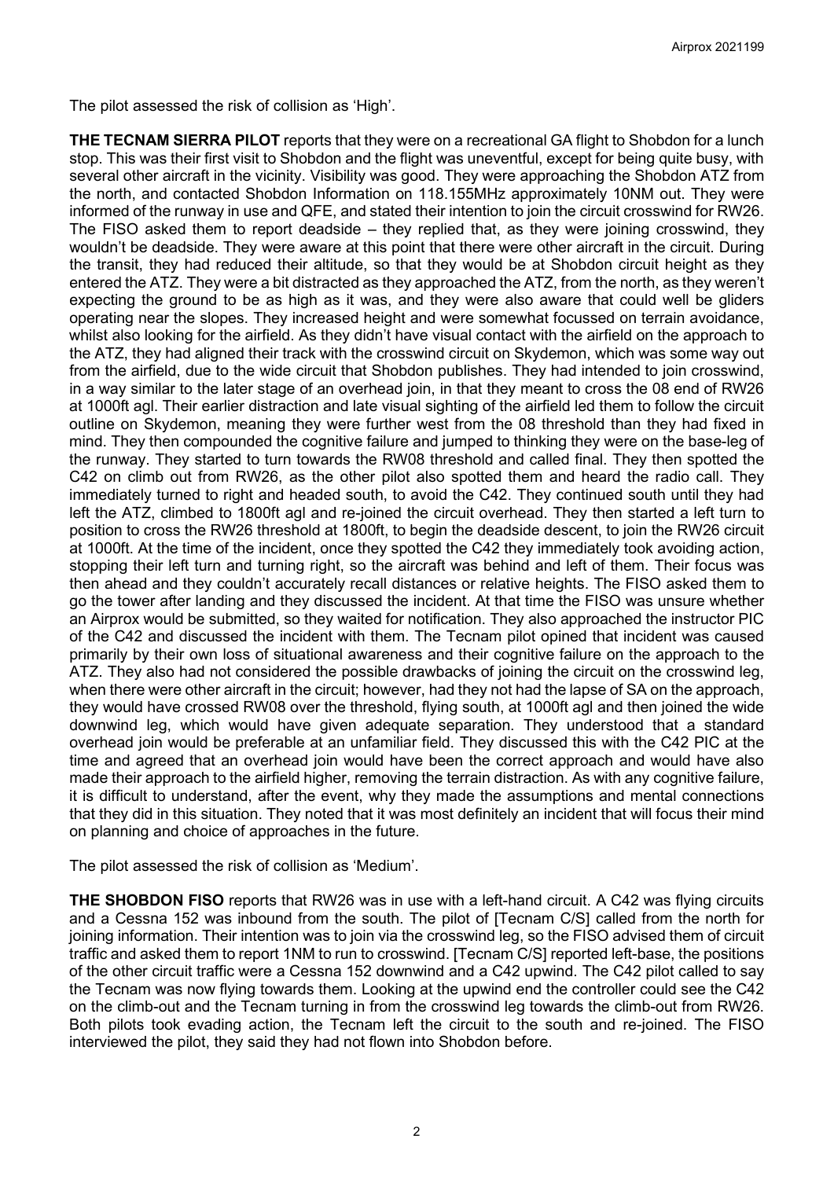The pilot assessed the risk of collision as 'High'.

**THE TECNAM SIERRA PILOT** reports that they were on a recreational GA flight to Shobdon for a lunch stop. This was their first visit to Shobdon and the flight was uneventful, except for being quite busy, with several other aircraft in the vicinity. Visibility was good. They were approaching the Shobdon ATZ from the north, and contacted Shobdon Information on 118.155MHz approximately 10NM out. They were informed of the runway in use and QFE, and stated their intention to join the circuit crosswind for RW26. The FISO asked them to report deadside – they replied that, as they were joining crosswind, they wouldn't be deadside. They were aware at this point that there were other aircraft in the circuit. During the transit, they had reduced their altitude, so that they would be at Shobdon circuit height as they entered the ATZ. They were a bit distracted as they approached the ATZ, from the north, as they weren't expecting the ground to be as high as it was, and they were also aware that could well be gliders operating near the slopes. They increased height and were somewhat focussed on terrain avoidance, whilst also looking for the airfield. As they didn't have visual contact with the airfield on the approach to the ATZ, they had aligned their track with the crosswind circuit on Skydemon, which was some way out from the airfield, due to the wide circuit that Shobdon publishes. They had intended to join crosswind, in a way similar to the later stage of an overhead join, in that they meant to cross the 08 end of RW26 at 1000ft agl. Their earlier distraction and late visual sighting of the airfield led them to follow the circuit outline on Skydemon, meaning they were further west from the 08 threshold than they had fixed in mind. They then compounded the cognitive failure and jumped to thinking they were on the base-leg of the runway. They started to turn towards the RW08 threshold and called final. They then spotted the C42 on climb out from RW26, as the other pilot also spotted them and heard the radio call. They immediately turned to right and headed south, to avoid the C42. They continued south until they had left the ATZ, climbed to 1800ft agl and re-joined the circuit overhead. They then started a left turn to position to cross the RW26 threshold at 1800ft, to begin the deadside descent, to join the RW26 circuit at 1000ft. At the time of the incident, once they spotted the C42 they immediately took avoiding action, stopping their left turn and turning right, so the aircraft was behind and left of them. Their focus was then ahead and they couldn't accurately recall distances or relative heights. The FISO asked them to go the tower after landing and they discussed the incident. At that time the FISO was unsure whether an Airprox would be submitted, so they waited for notification. They also approached the instructor PIC of the C42 and discussed the incident with them. The Tecnam pilot opined that incident was caused primarily by their own loss of situational awareness and their cognitive failure on the approach to the ATZ. They also had not considered the possible drawbacks of joining the circuit on the crosswind leg, when there were other aircraft in the circuit; however, had they not had the lapse of SA on the approach, they would have crossed RW08 over the threshold, flying south, at 1000ft agl and then joined the wide downwind leg, which would have given adequate separation. They understood that a standard overhead join would be preferable at an unfamiliar field. They discussed this with the C42 PIC at the time and agreed that an overhead join would have been the correct approach and would have also made their approach to the airfield higher, removing the terrain distraction. As with any cognitive failure, it is difficult to understand, after the event, why they made the assumptions and mental connections that they did in this situation. They noted that it was most definitely an incident that will focus their mind on planning and choice of approaches in the future.

The pilot assessed the risk of collision as 'Medium'.

**THE SHOBDON FISO** reports that RW26 was in use with a left-hand circuit. A C42 was flying circuits and a Cessna 152 was inbound from the south. The pilot of [Tecnam C/S] called from the north for joining information. Their intention was to join via the crosswind leg, so the FISO advised them of circuit traffic and asked them to report 1NM to run to crosswind. [Tecnam C/S] reported left-base, the positions of the other circuit traffic were a Cessna 152 downwind and a C42 upwind. The C42 pilot called to say the Tecnam was now flying towards them. Looking at the upwind end the controller could see the C42 on the climb-out and the Tecnam turning in from the crosswind leg towards the climb-out from RW26. Both pilots took evading action, the Tecnam left the circuit to the south and re-joined. The FISO interviewed the pilot, they said they had not flown into Shobdon before.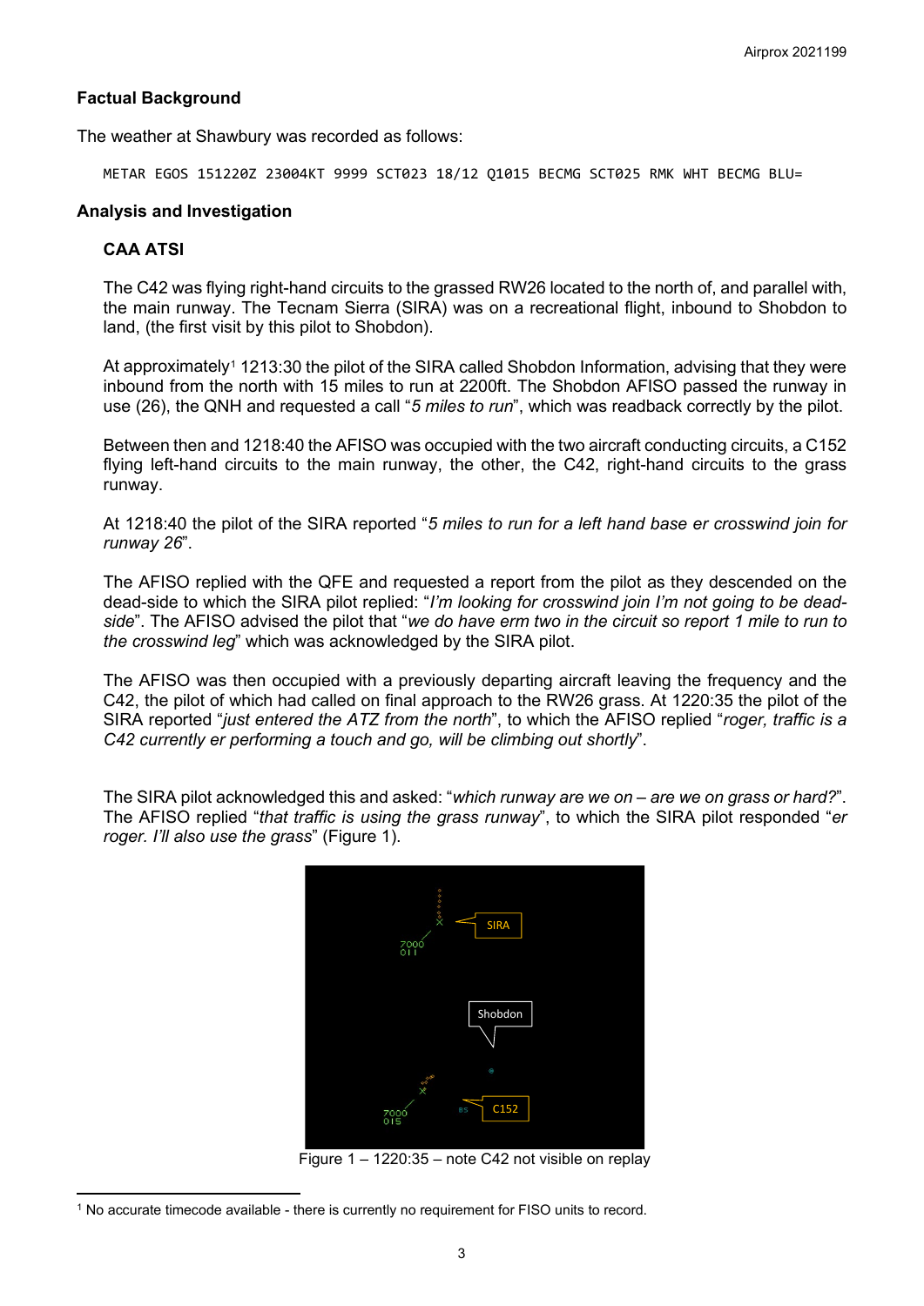## Factual Background

The weather at Shawbury was recorded as follows:

```
METAR EGOS 151220Z 23004KT 9999 SCT023 18/12 Q1015 BECMG SCT025 RMK WHT BECMG BLU=
```

## Analysis and Investigation

### CAA ATSI

The C42 was flying right-hand circuits to the grassed RW26 located to the north of, and parallel with, the main runway. The Tecnam Sierra (SIRA) was on a recreational flight, inbound to Shobdon to land, (the first visit by this pilot to Shobdon).

At approximately[1] 1213:30 the pilot of the SIRA called Shobdon Information, advising that they were inbound from the north with 15 miles to run at 2200ft. The Shobdon AFISO passed the runway in use (26), the QNH and requested a call "*5 miles to run*", which was readback correctly by the pilot.

Between then and 1218:40 the AFISO was occupied with the two aircraft conducting circuits, a C152 flying left-hand circuits to the main runway, the other, the C42, right-hand circuits to the grass runway.

At 1218:40 the pilot of the SIRA reported "*5 miles to run for a left hand base er crosswind join for runway 26*".

The AFISO replied with the QFE and requested a report from the pilot as they descended on the dead-side to which the SIRA pilot replied: "*I'm looking for crosswind join I'm not going to be dead-side*". The AFISO advised the pilot that "*we do have erm two in the circuit so report 1 mile to run to the crosswind leg*" which was acknowledged by the SIRA pilot.

The AFISO was then occupied with a previously departing aircraft leaving the frequency and the C42, the pilot of which had called on final approach to the RW26 grass. At 1220:35 the pilot of the SIRA reported "*just entered the ATZ from the north*", to which the AFISO replied "*roger, traffic is a C42 currently er performing a touch and go, will be climbing out shortly*".

The SIRA pilot acknowledged this and asked: "*which runway are we on – are we on grass or hard?*". The AFISO replied "*that traffic is using the grass runway*", to which the SIRA pilot responded "*er roger. I'll also use the grass*" (Figure 1).

Figure 1 – 1220:35 – note C42 not visible on replay

[1] No accurate timecode available - there is currently no requirement for FISO units to record.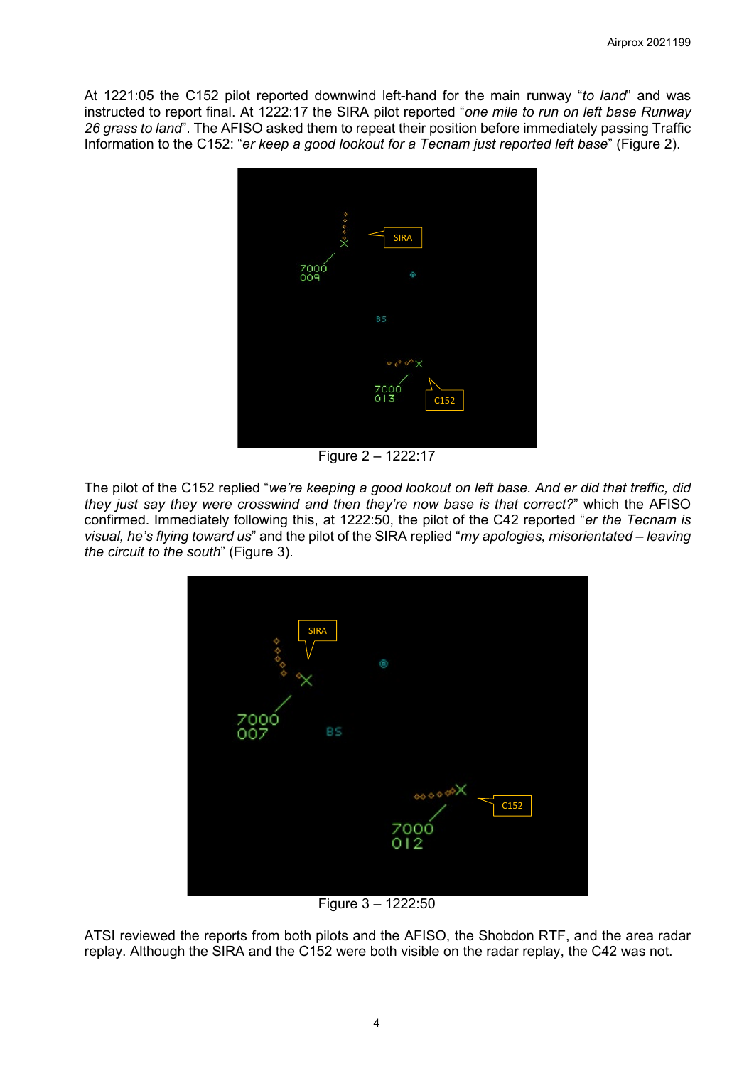At 1221:05 the C152 pilot reported downwind left-hand for the main runway "*to land*" and was instructed to report final. At 1222:17 the SIRA pilot reported "*one mile to run on left base Runway 26 grass to land*". The AFISO asked them to repeat their position before immediately passing Traffic Information to the C152: "*er keep a good lookout for a Tecnam just reported left base*" (Figure 2).

Figure 2 – 1222:17

The pilot of the C152 replied "*we're keeping a good lookout on left base. And er did that traffic, did they just say they were crosswind and then they're now base is that correct?*" which the AFISO confirmed. Immediately following this, at 1222:50, the pilot of the C42 reported "*er the Tecnam is visual, he's flying toward us*" and the pilot of the SIRA replied "*my apologies, misorientated – leaving the circuit to the south*" (Figure 3).

Figure 3 – 1222:50

ATSI reviewed the reports from both pilots and the AFISO, the Shobdon RTF, and the area radar replay. Although the SIRA and the C152 were both visible on the radar replay, the C42 was not.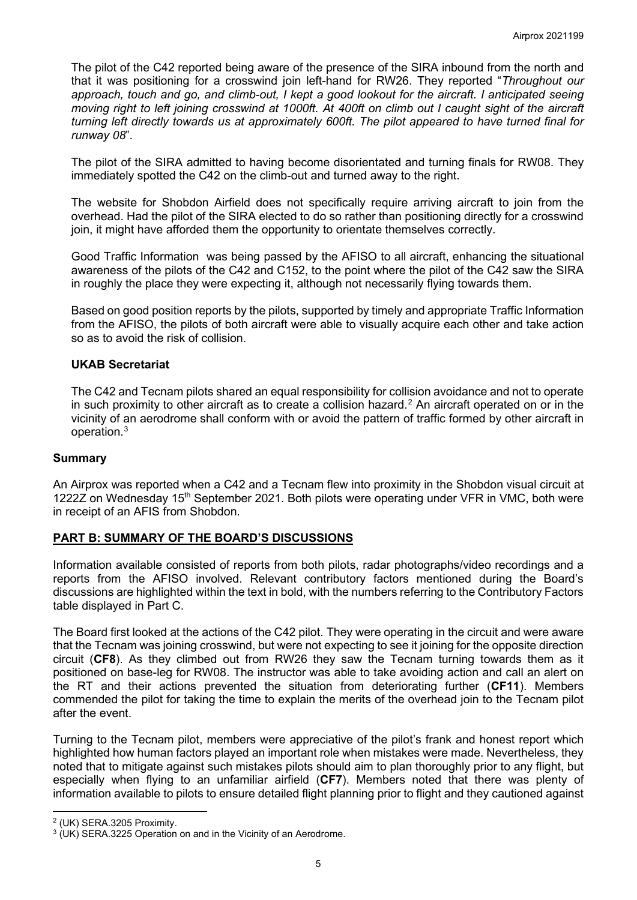The pilot of the C42 reported being aware of the presence of the SIRA inbound from the north and that it was positioning for a crosswind join left-hand for RW26. They reported "*Throughout our approach, touch and go, and climb-out, I kept a good lookout for the aircraft. I anticipated seeing moving right to left joining crosswind at 1000ft. At 400ft on climb out I caught sight of the aircraft turning left directly towards us at approximately 600ft. The pilot appeared to have turned final for runway 08*".

The pilot of the SIRA admitted to having become disorientated and turning finals for RW08. They immediately spotted the C42 on the climb-out and turned away to the right.

The website for Shobdon Airfield does not specifically require arriving aircraft to join from the overhead. Had the pilot of the SIRA elected to do so rather than positioning directly for a crosswind join, it might have afforded them the opportunity to orientate themselves correctly.

Good Traffic Information was being passed by the AFISO to all aircraft, enhancing the situational awareness of the pilots of the C42 and C152, to the point where the pilot of the C42 saw the SIRA in roughly the place they were expecting it, although not necessarily flying towards them.

Based on good position reports by the pilots, supported by timely and appropriate Traffic Information from the AFISO, the pilots of both aircraft were able to visually acquire each other and take action so as to avoid the risk of collision.

### UKAB Secretariat

The C42 and Tecnam pilots shared an equal responsibility for collision avoidance and not to operate in such proximity to other aircraft as to create a collision hazard.[2] An aircraft operated on or in the vicinity of an aerodrome shall conform with or avoid the pattern of traffic formed by other aircraft in operation.[3]

## Summary

An Airprox was reported when a C42 and a Tecnam flew into proximity in the Shobdon visual circuit at 1222Z on Wednesday 15th September 2021. Both pilots were operating under VFR in VMC, both were in receipt of an AFIS from Shobdon.

## PART B: SUMMARY OF THE BOARD'S DISCUSSIONS

Information available consisted of reports from both pilots, radar photographs/video recordings and a reports from the AFISO involved. Relevant contributory factors mentioned during the Board's discussions are highlighted within the text in bold, with the numbers referring to the Contributory Factors table displayed in Part C.

The Board first looked at the actions of the C42 pilot. They were operating in the circuit and were aware that the Tecnam was joining crosswind, but were not expecting to see it joining for the opposite direction circuit (**CF8**). As they climbed out from RW26 they saw the Tecnam turning towards them as it positioned on base-leg for RW08. The instructor was able to take avoiding action and call an alert on the RT and their actions prevented the situation from deteriorating further (**CF11**). Members commended the pilot for taking the time to explain the merits of the overhead join to the Tecnam pilot after the event.

Turning to the Tecnam pilot, members were appreciative of the pilot's frank and honest report which highlighted how human factors played an important role when mistakes were made. Nevertheless, they noted that to mitigate against such mistakes pilots should aim to plan thoroughly prior to any flight, but especially when flying to an unfamiliar airfield (**CF7**). Members noted that there was plenty of information available to pilots to ensure detailed flight planning prior to flight and they cautioned against

---

[2] (UK) SERA.3205 Proximity.

[3] (UK) SERA.3225 Operation on and in the Vicinity of an Aerodrome.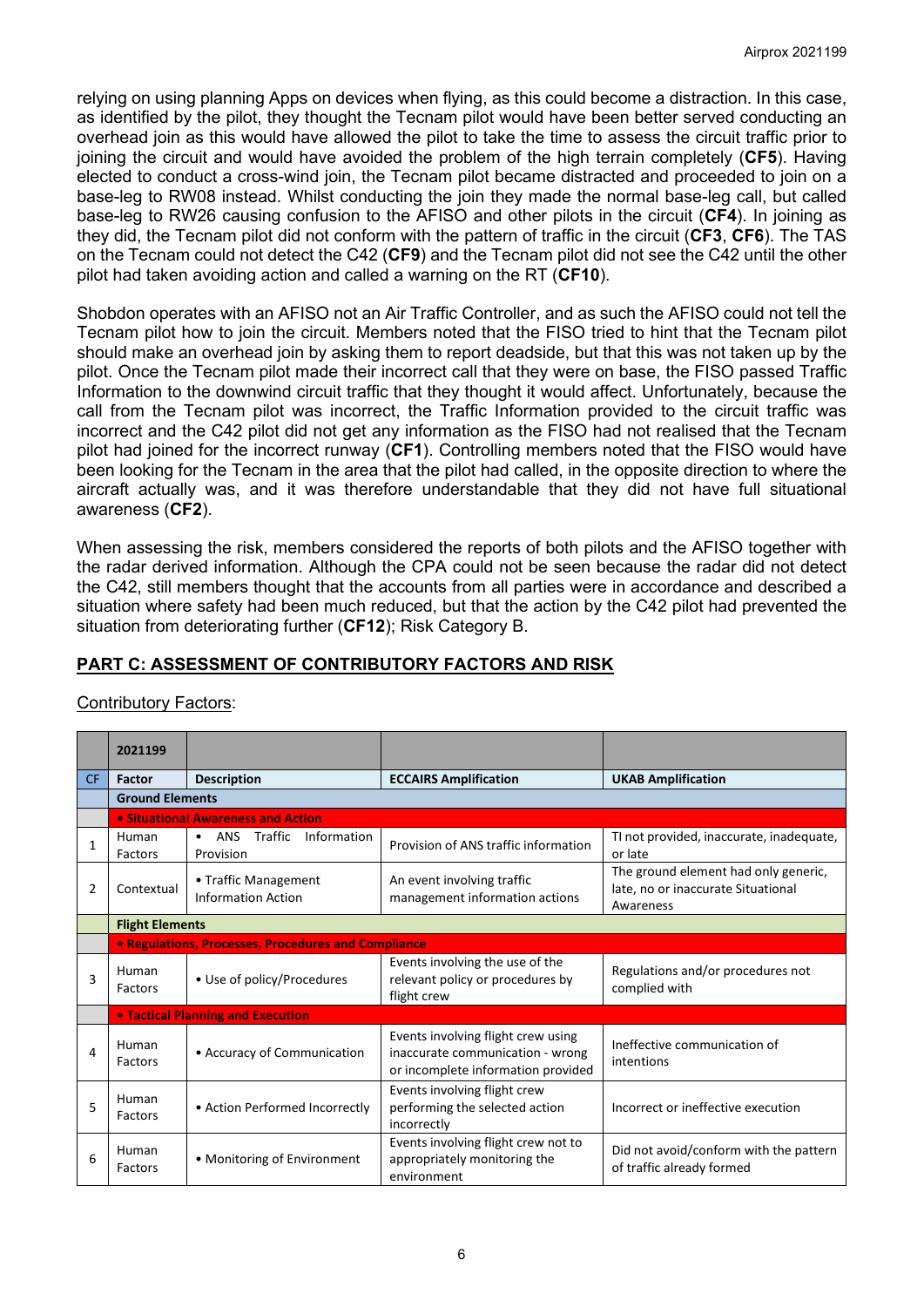relying on using planning Apps on devices when flying, as this could become a distraction. In this case, as identified by the pilot, they thought the Tecnam pilot would have been better served conducting an overhead join as this would have allowed the pilot to take the time to assess the circuit traffic prior to joining the circuit and would have avoided the problem of the high terrain completely (**CF5**). Having elected to conduct a cross-wind join, the Tecnam pilot became distracted and proceeded to join on a base-leg to RW08 instead. Whilst conducting the join they made the normal base-leg call, but called base-leg to RW26 causing confusion to the AFISO and other pilots in the circuit (**CF4**). In joining as they did, the Tecnam pilot did not conform with the pattern of traffic in the circuit (**CF3**, **CF6**). The TAS on the Tecnam could not detect the C42 (**CF9**) and the Tecnam pilot did not see the C42 until the other pilot had taken avoiding action and called a warning on the RT (**CF10**).

Shobdon operates with an AFISO not an Air Traffic Controller, and as such the AFISO could not tell the Tecnam pilot how to join the circuit. Members noted that the FISO tried to hint that the Tecnam pilot should make an overhead join by asking them to report deadside, but that this was not taken up by the pilot. Once the Tecnam pilot made their incorrect call that they were on base, the FISO passed Traffic Information to the downwind circuit traffic that they thought it would affect. Unfortunately, because the call from the Tecnam pilot was incorrect, the Traffic Information provided to the circuit traffic was incorrect and the C42 pilot did not get any information as the FISO had not realised that the Tecnam pilot had joined for the incorrect runway (**CF1**). Controlling members noted that the FISO would have been looking for the Tecnam in the area that the pilot had called, in the opposite direction to where the aircraft actually was, and it was therefore understandable that they did not have full situational awareness (**CF2**).

When assessing the risk, members considered the reports of both pilots and the AFISO together with the radar derived information. Although the CPA could not be seen because the radar did not detect the C42, still members thought that the accounts from all parties were in accordance and described a situation where safety had been much reduced, but that the action by the C42 pilot had prevented the situation from deteriorating further (**CF12**); Risk Category B.

## PART C: ASSESSMENT OF CONTRIBUTORY FACTORS AND RISK

Contributory Factors:

| | 2021199 | | | |
|---|---|---|---|---|
| CF | Factor | Description | ECCAIRS Amplification | UKAB Amplification |
| | **Ground Elements** | | | |
| | **• Situational Awareness and Action** | | | |
| 1 | Human Factors | • ANS Traffic Information Provision | Provision of ANS traffic information | TI not provided, inaccurate, inadequate, or late |
| 2 | Contextual | • Traffic Management Information Action | An event involving traffic management information actions | The ground element had only generic, late, no or inaccurate Situational Awareness |
| | **Flight Elements** | | | |
| | **• Regulations, Processes, Procedures and Compliance** | | | |
| 3 | Human Factors | • Use of policy/Procedures | Events involving the use of the relevant policy or procedures by flight crew | Regulations and/or procedures not complied with |
| | **• Tactical Planning and Execution** | | | |
| 4 | Human Factors | • Accuracy of Communication | Events involving flight crew using inaccurate communication - wrong or incomplete information provided | Ineffective communication of intentions |
| 5 | Human Factors | • Action Performed Incorrectly | Events involving flight crew performing the selected action incorrectly | Incorrect or ineffective execution |
| 6 | Human Factors | • Monitoring of Environment | Events involving flight crew not to appropriately monitoring the environment | Did not avoid/conform with the pattern of traffic already formed |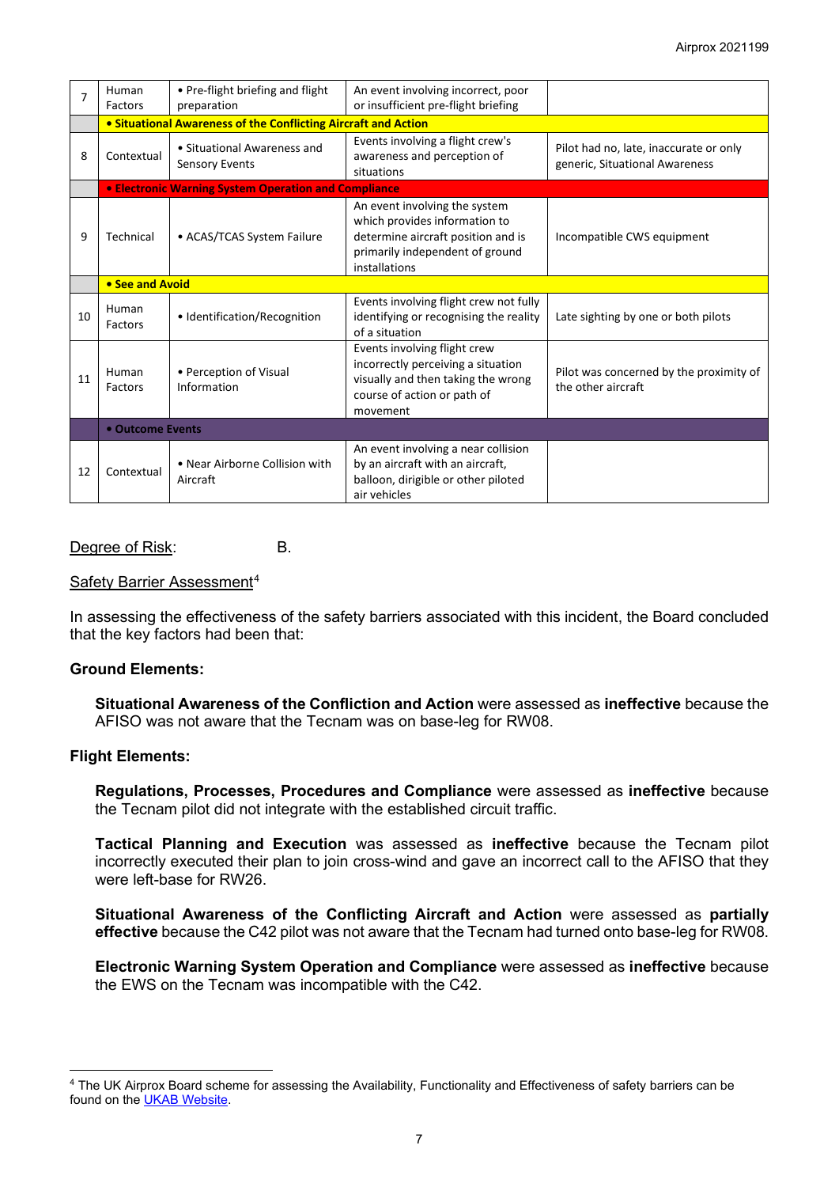| | | | | |
|---|---|---|---|---|
| 7 | Human Factors | • Pre-flight briefing and flight preparation | An event involving incorrect, poor or insufficient pre-flight briefing | |
| | **• Situational Awareness of the Conflicting Aircraft and Action** | | | |
| 8 | Contextual | • Situational Awareness and Sensory Events | Events involving a flight crew's awareness and perception of situations | Pilot had no, late, inaccurate or only generic, Situational Awareness |
| | **• Electronic Warning System Operation and Compliance** | | | |
| 9 | Technical | • ACAS/TCAS System Failure | An event involving the system which provides information to determine aircraft position and is primarily independent of ground installations | Incompatible CWS equipment |
| | **• See and Avoid** | | | |
| 10 | Human Factors | • Identification/Recognition | Events involving flight crew not fully identifying or recognising the reality of a situation | Late sighting by one or both pilots |
| 11 | Human Factors | • Perception of Visual Information | Events involving flight crew incorrectly perceiving a situation visually and then taking the wrong course of action or path of movement | Pilot was concerned by the proximity of the other aircraft |
| | **• Outcome Events** | | | |
| 12 | Contextual | • Near Airborne Collision with Aircraft | An event involving a near collision by an aircraft with an aircraft, balloon, dirigible or other piloted air vehicles | |

Degree of Risk: B.

Safety Barrier Assessment[4]

In assessing the effectiveness of the safety barriers associated with this incident, the Board concluded that the key factors had been that:

**Ground Elements:**

**Situational Awareness of the Confliction and Action** were assessed as **ineffective** because the AFISO was not aware that the Tecnam was on base-leg for RW08.

**Flight Elements:**

**Regulations, Processes, Procedures and Compliance** were assessed as **ineffective** because the Tecnam pilot did not integrate with the established circuit traffic.

**Tactical Planning and Execution** was assessed as **ineffective** because the Tecnam pilot incorrectly executed their plan to join cross-wind and gave an incorrect call to the AFISO that they were left-base for RW26.

**Situational Awareness of the Conflicting Aircraft and Action** were assessed as **partially effective** because the C42 pilot was not aware that the Tecnam had turned onto base-leg for RW08.

**Electronic Warning System Operation and Compliance** were assessed as **ineffective** because the EWS on the Tecnam was incompatible with the C42.

[4] The UK Airprox Board scheme for assessing the Availability, Functionality and Effectiveness of safety barriers can be found on the UKAB Website.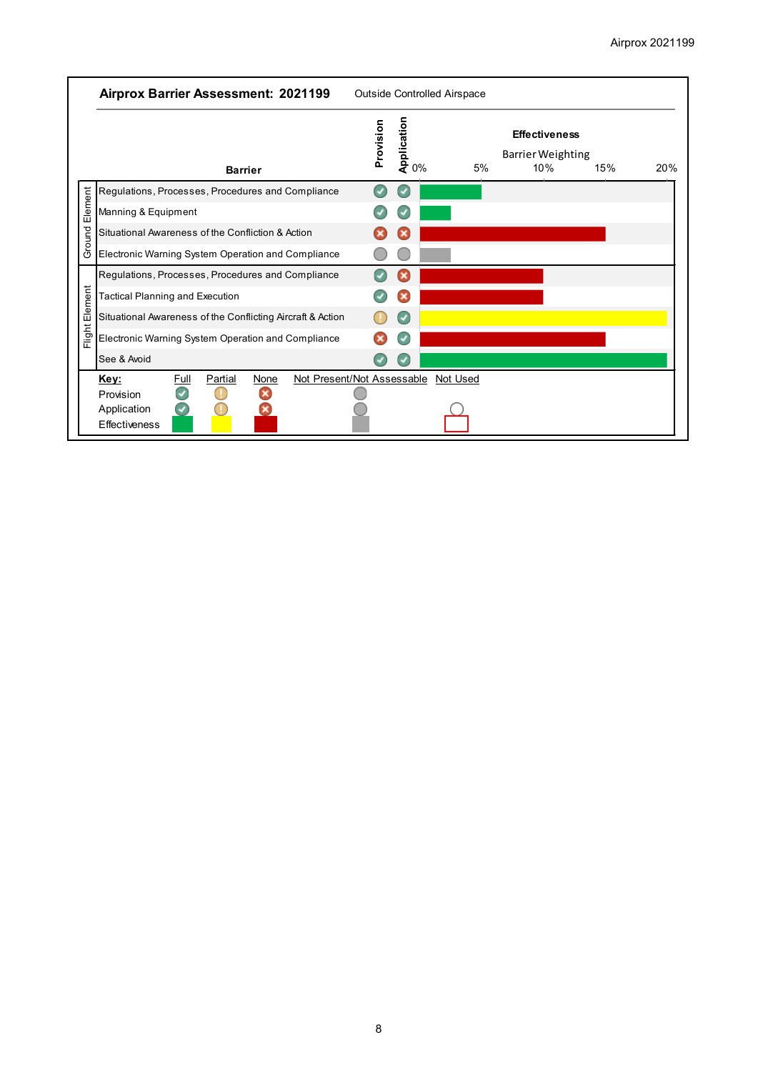**Airprox Barrier Assessment: 2021199** Outside Controlled Airspace

| | Barrier | Provision | Application | Effectiveness |
|---|---|---|---|---|
| Ground Element | Regulations, Processes, Procedures and Compliance | Full | Full | Full |
| Ground Element | Manning & Equipment | Full | Full | Full |
| Ground Element | Situational Awareness of the Confliction & Action | None | None | None |
| Ground Element | Electronic Warning System Operation and Compliance | Not Present/Not Assessable | Not Present/Not Assessable | Not Present/Not Assessable |
| Flight Element | Regulations, Processes, Procedures and Compliance | Full | None | None |
| Flight Element | Tactical Planning and Execution | Full | None | None |
| Flight Element | Situational Awareness of the Conflicting Aircraft & Action | Partial | Full | Partial |
| Flight Element | Electronic Warning System Operation and Compliance | None | Full | None |
| Flight Element | See & Avoid | Full | Full | Full |

Effectiveness

Barrier Weighting

0% 5% 10% 15% 20%

**Key:** Full, Partial, None, Not Present/Not Assessable, Not Used

Provision

Application

Effectiveness